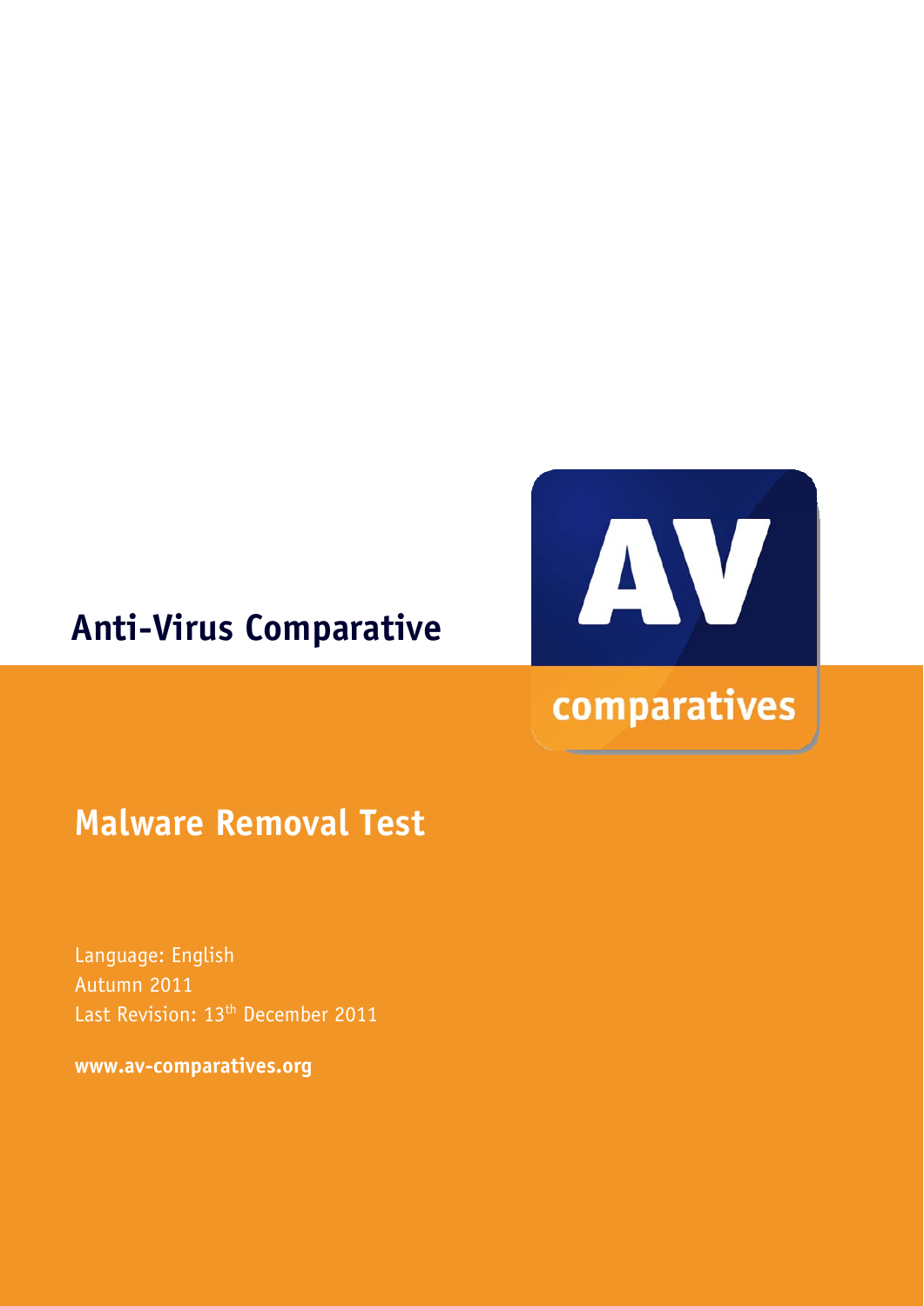# Anti-Virus Comparative

AV comparatives

## Malware Removal Test

Language: English
Autumn 2011
Last Revision: 13th December 2011

**www.av-comparatives.org**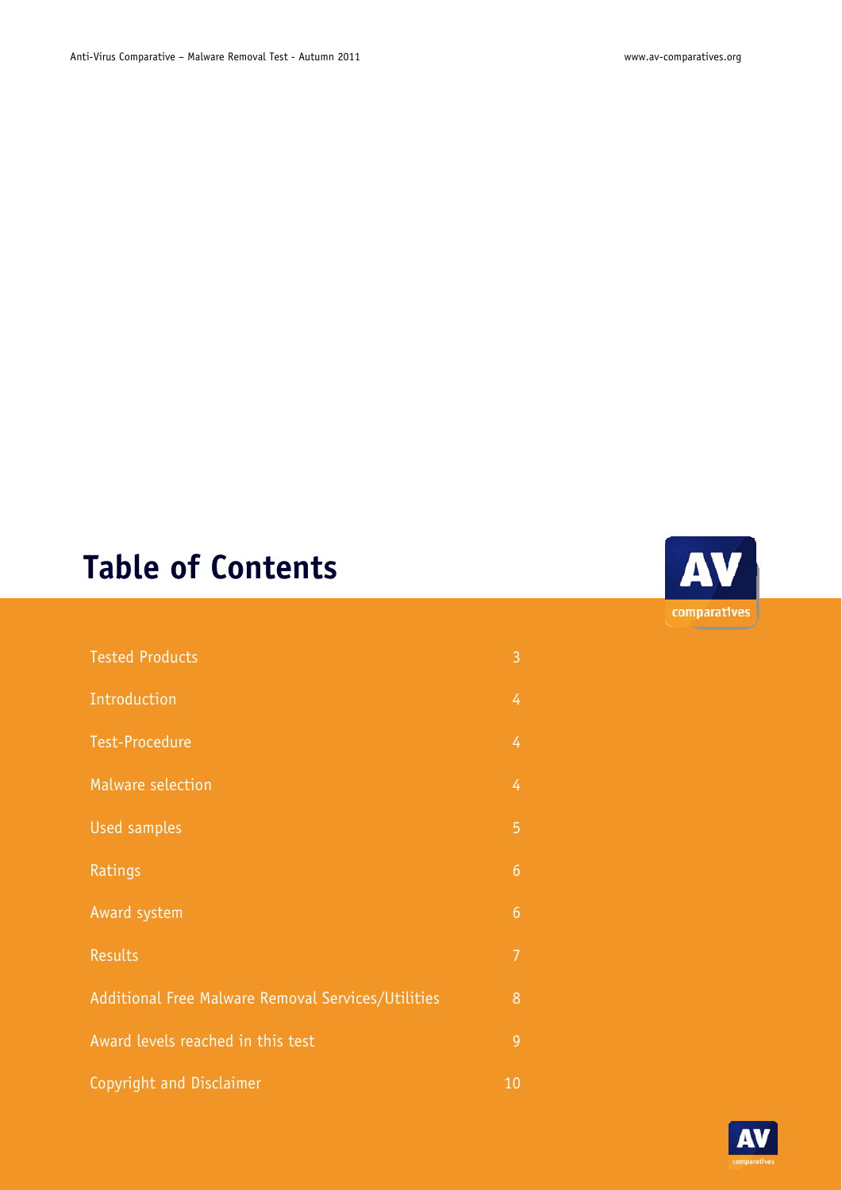# Table of Contents

| | |
|---|---|
| Tested Products | 3 |
| Introduction | 4 |
| Test-Procedure | 4 |
| Malware selection | 4 |
| Used samples | 5 |
| Ratings | 6 |
| Award system | 6 |
| Results | 7 |
| Additional Free Malware Removal Services/Utilities | 8 |
| Award levels reached in this test | 9 |
| Copyright and Disclaimer | 10 |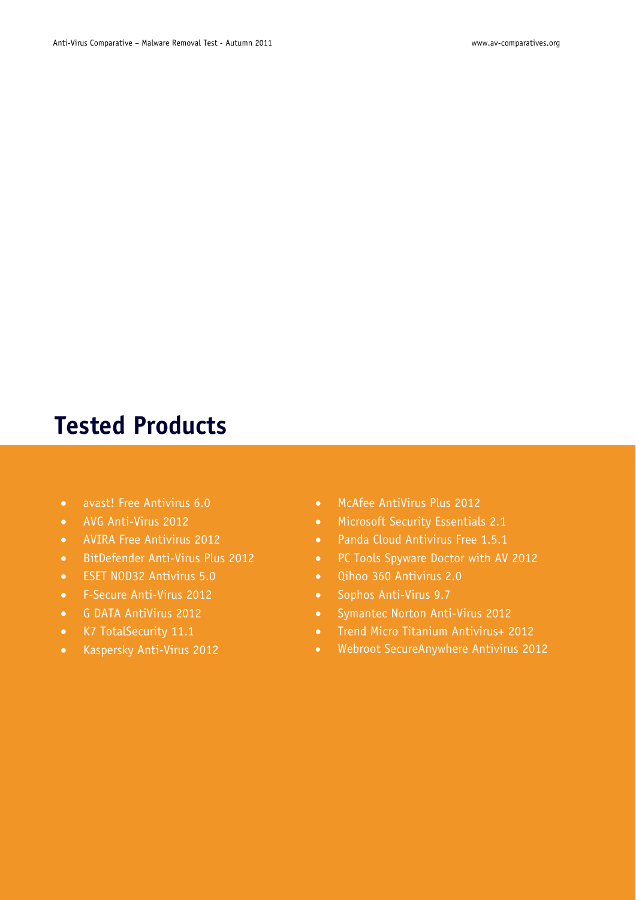# Tested Products

- avast! Free Antivirus 6.0
- AVG Anti-Virus 2012
- AVIRA Free Antivirus 2012
- BitDefender Anti-Virus Plus 2012
- ESET NOD32 Antivirus 5.0
- F-Secure Anti-Virus 2012
- G DATA AntiVirus 2012
- K7 TotalSecurity 11.1
- Kaspersky Anti-Virus 2012
- McAfee AntiVirus Plus 2012
- Microsoft Security Essentials 2.1
- Panda Cloud Antivirus Free 1.5.1
- PC Tools Spyware Doctor with AV 2012
- Qihoo 360 Antivirus 2.0
- Sophos Anti-Virus 9.7
- Symantec Norton Anti-Virus 2012
- Trend Micro Titanium Antivirus+ 2012
- Webroot SecureAnywhere Antivirus 2012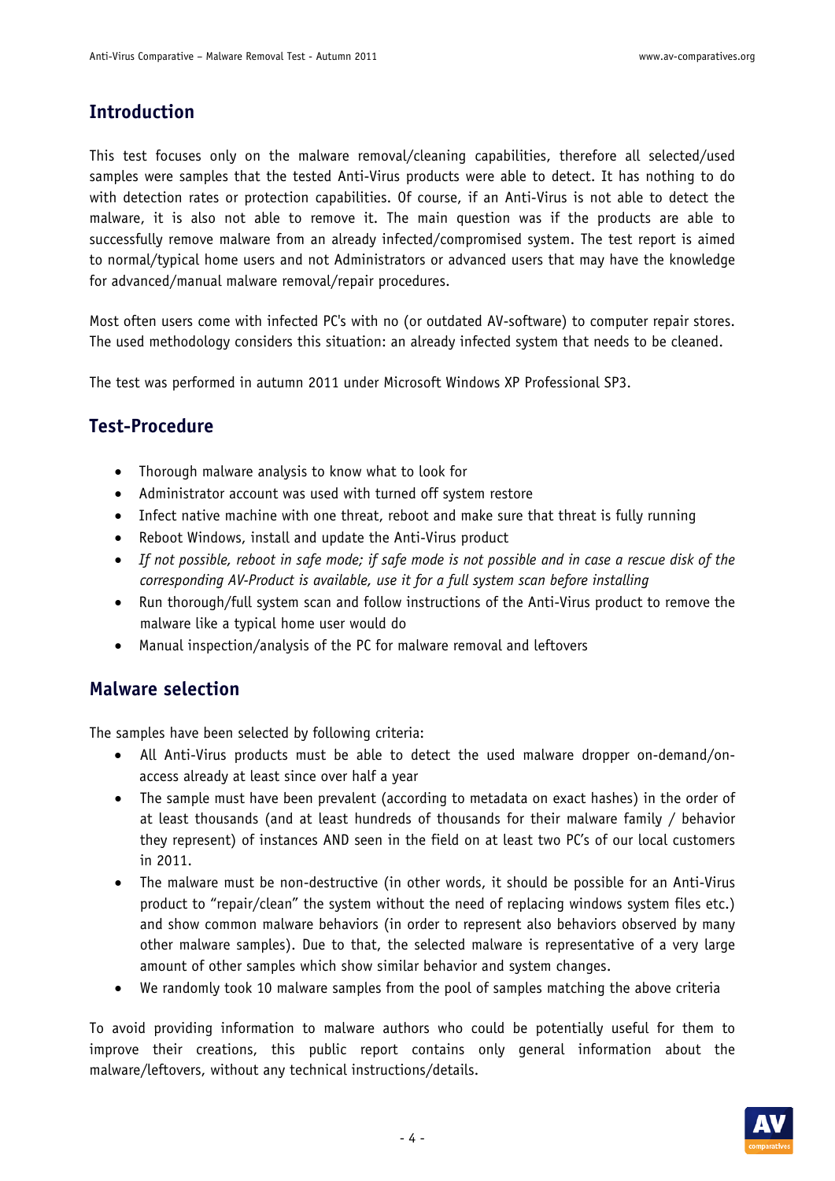## Introduction

This test focuses only on the malware removal/cleaning capabilities, therefore all selected/used samples were samples that the tested Anti-Virus products were able to detect. It has nothing to do with detection rates or protection capabilities. Of course, if an Anti-Virus is not able to detect the malware, it is also not able to remove it. The main question was if the products are able to successfully remove malware from an already infected/compromised system. The test report is aimed to normal/typical home users and not Administrators or advanced users that may have the knowledge for advanced/manual malware removal/repair procedures.

Most often users come with infected PC's with no (or outdated AV-software) to computer repair stores. The used methodology considers this situation: an already infected system that needs to be cleaned.

The test was performed in autumn 2011 under Microsoft Windows XP Professional SP3.

## Test-Procedure

- Thorough malware analysis to know what to look for
- Administrator account was used with turned off system restore
- Infect native machine with one threat, reboot and make sure that threat is fully running
- Reboot Windows, install and update the Anti-Virus product
- *If not possible, reboot in safe mode; if safe mode is not possible and in case a rescue disk of the corresponding AV-Product is available, use it for a full system scan before installing*
- Run thorough/full system scan and follow instructions of the Anti-Virus product to remove the malware like a typical home user would do
- Manual inspection/analysis of the PC for malware removal and leftovers

## Malware selection

The samples have been selected by following criteria:

- All Anti-Virus products must be able to detect the used malware dropper on-demand/on-access already at least since over half a year
- The sample must have been prevalent (according to metadata on exact hashes) in the order of at least thousands (and at least hundreds of thousands for their malware family / behavior they represent) of instances AND seen in the field on at least two PC's of our local customers in 2011.
- The malware must be non-destructive (in other words, it should be possible for an Anti-Virus product to "repair/clean" the system without the need of replacing windows system files etc.) and show common malware behaviors (in order to represent also behaviors observed by many other malware samples). Due to that, the selected malware is representative of a very large amount of other samples which show similar behavior and system changes.
- We randomly took 10 malware samples from the pool of samples matching the above criteria

To avoid providing information to malware authors who could be potentially useful for them to improve their creations, this public report contains only general information about the malware/leftovers, without any technical instructions/details.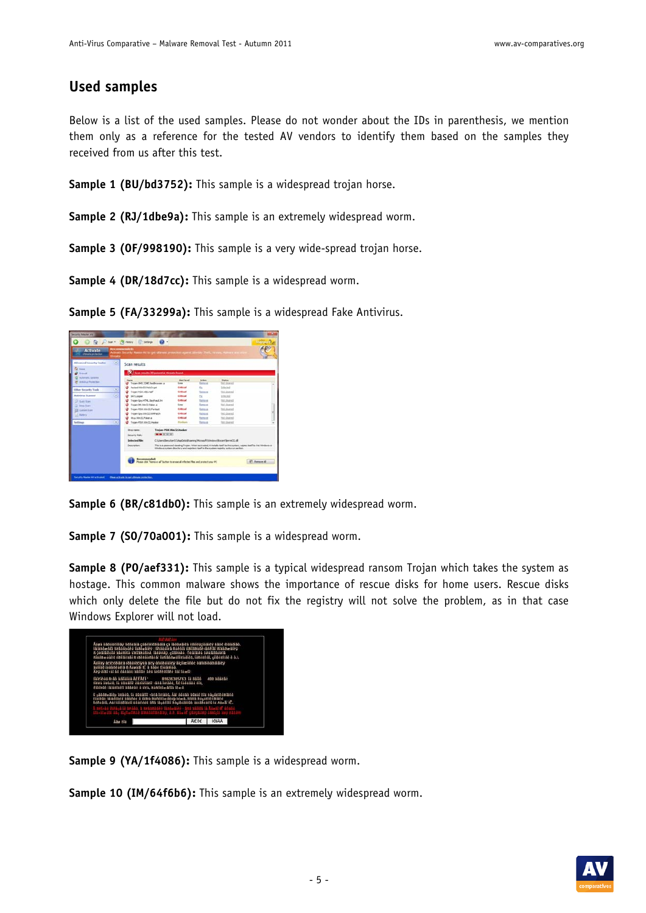## Used samples

Below is a list of the used samples. Please do not wonder about the IDs in parenthesis, we mention them only as a reference for the tested AV vendors to identify them based on the samples they received from us after this test.

**Sample 1 (BU/bd3752):** This sample is a widespread trojan horse.

**Sample 2 (RJ/1dbe9a):** This sample is an extremely widespread worm.

**Sample 3 (OF/998190):** This sample is a very wide-spread trojan horse.

**Sample 4 (DR/18d7cc):** This sample is a widespread worm.

**Sample 5 (FA/33299a):** This sample is a widespread Fake Antivirus.

**Sample 6 (BR/c81db0):** This sample is an extremely widespread worm.

**Sample 7 (SO/70a001):** This sample is a widespread worm.

**Sample 8 (PO/aef331):** This sample is a typical widespread ransom Trojan which takes the system as hostage. This common malware shows the importance of rescue disks for home users. Rescue disks which only delete the file but do not fix the registry will not solve the problem, as in that case Windows Explorer will not load.

**Sample 9 (YA/1f4086):** This sample is a widespread worm.

**Sample 10 (IM/64f6b6):** This sample is an extremely widespread worm.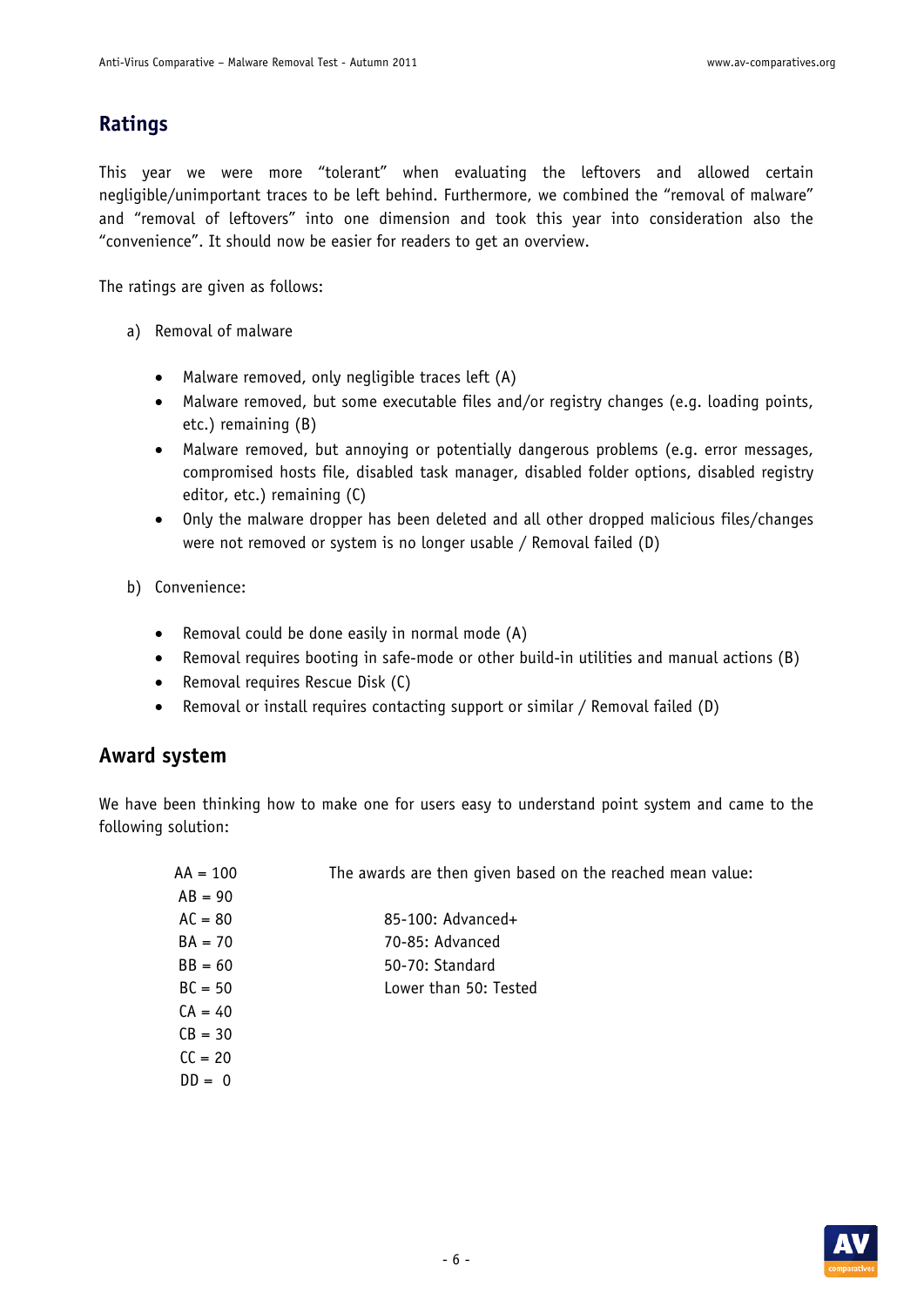## Ratings

This year we were more "tolerant" when evaluating the leftovers and allowed certain negligible/unimportant traces to be left behind. Furthermore, we combined the "removal of malware" and "removal of leftovers" into one dimension and took this year into consideration also the "convenience". It should now be easier for readers to get an overview.

The ratings are given as follows:

a) Removal of malware

- Malware removed, only negligible traces left (A)
- Malware removed, but some executable files and/or registry changes (e.g. loading points, etc.) remaining (B)
- Malware removed, but annoying or potentially dangerous problems (e.g. error messages, compromised hosts file, disabled task manager, disabled folder options, disabled registry editor, etc.) remaining (C)
- Only the malware dropper has been deleted and all other dropped malicious files/changes were not removed or system is no longer usable / Removal failed (D)

b) Convenience:

- Removal could be done easily in normal mode (A)
- Removal requires booting in safe-mode or other build-in utilities and manual actions (B)
- Removal requires Rescue Disk (C)
- Removal or install requires contacting support or similar / Removal failed (D)

## Award system

We have been thinking how to make one for users easy to understand point system and came to the following solution:

AA = 100
AB = 90
AC = 80
BA = 70
BB = 60
BC = 50
CA = 40
CB = 30
CC = 20
DD = 0

The awards are then given based on the reached mean value:

85-100: Advanced+
70-85: Advanced
50-70: Standard
Lower than 50: Tested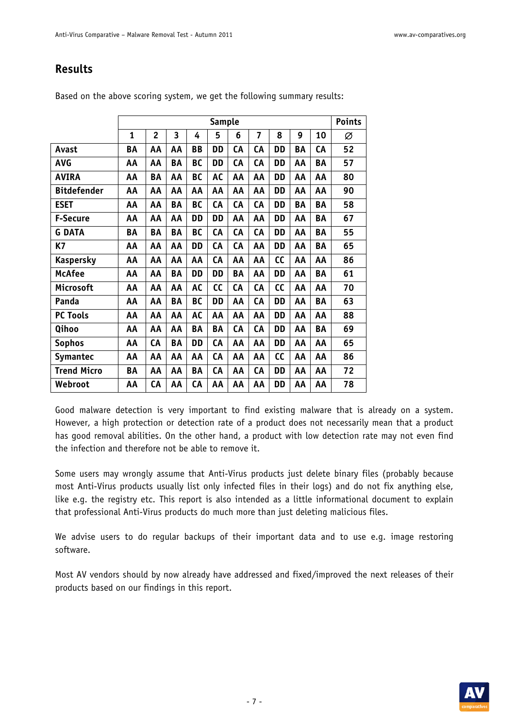## Results

Based on the above scoring system, we get the following summary results:

| | Sample | | | | | | | | | | Points |
|---|---|---|---|---|---|---|---|---|---|---|---|
| | 1 | 2 | 3 | 4 | 5 | 6 | 7 | 8 | 9 | 10 | ∅ |
| **Avast** | BA | AA | AA | BB | DD | CA | CA | DD | BA | CA | 52 |
| **AVG** | AA | AA | BA | BC | DD | CA | CA | DD | AA | BA | 57 |
| **AVIRA** | AA | BA | AA | BC | AC | AA | AA | DD | AA | AA | 80 |
| **Bitdefender** | AA | AA | AA | AA | AA | AA | AA | DD | AA | AA | 90 |
| **ESET** | AA | AA | BA | BC | CA | CA | CA | DD | BA | BA | 58 |
| **F-Secure** | AA | AA | AA | DD | DD | AA | AA | DD | AA | BA | 67 |
| **G DATA** | BA | BA | BA | BC | CA | CA | CA | DD | AA | BA | 55 |
| **K7** | AA | AA | AA | DD | CA | CA | AA | DD | AA | BA | 65 |
| **Kaspersky** | AA | AA | AA | AA | CA | AA | AA | CC | AA | AA | 86 |
| **McAfee** | AA | AA | BA | DD | DD | BA | AA | DD | AA | BA | 61 |
| **Microsoft** | AA | AA | AA | AC | CC | CA | CA | CC | AA | AA | 70 |
| **Panda** | AA | AA | BA | BC | DD | AA | CA | DD | AA | BA | 63 |
| **PC Tools** | AA | AA | AA | AC | AA | AA | AA | DD | AA | AA | 88 |
| **Qihoo** | AA | AA | AA | BA | BA | CA | CA | DD | AA | BA | 69 |
| **Sophos** | AA | CA | BA | DD | CA | AA | AA | DD | AA | AA | 65 |
| **Symantec** | AA | AA | AA | AA | CA | AA | AA | CC | AA | AA | 86 |
| **Trend Micro** | BA | AA | AA | BA | CA | AA | CA | DD | AA | AA | 72 |
| **Webroot** | AA | CA | AA | CA | AA | AA | AA | DD | AA | AA | 78 |

Good malware detection is very important to find existing malware that is already on a system. However, a high protection or detection rate of a product does not necessarily mean that a product has good removal abilities. On the other hand, a product with low detection rate may not even find the infection and therefore not be able to remove it.

Some users may wrongly assume that Anti-Virus products just delete binary files (probably because most Anti-Virus products usually list only infected files in their logs) and do not fix anything else, like e.g. the registry etc. This report is also intended as a little informational document to explain that professional Anti-Virus products do much more than just deleting malicious files.

We advise users to do regular backups of their important data and to use e.g. image restoring software.

Most AV vendors should by now already have addressed and fixed/improved the next releases of their products based on our findings in this report.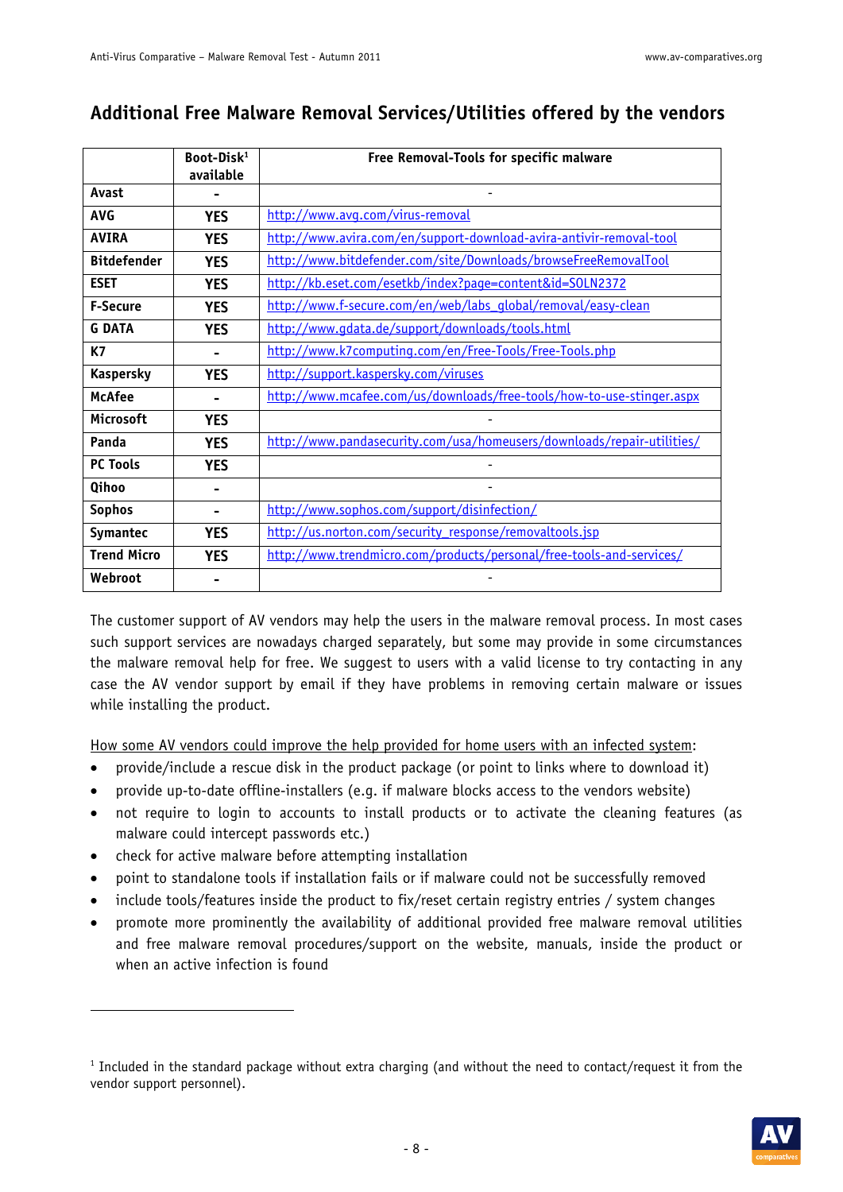## Additional Free Malware Removal Services/Utilities offered by the vendors

| | Boot-Disk[1] available | Free Removal-Tools for specific malware |
|---|---|---|
| **Avast** | - | - |
| **AVG** | YES | http://www.avg.com/virus-removal |
| **AVIRA** | YES | http://www.avira.com/en/support-download-avira-antivir-removal-tool |
| **Bitdefender** | YES | http://www.bitdefender.com/site/Downloads/browseFreeRemovalTool |
| **ESET** | YES | http://kb.eset.com/esetkb/index?page=content&id=SOLN2372 |
| **F-Secure** | YES | http://www.f-secure.com/en/web/labs_global/removal/easy-clean |
| **G DATA** | YES | http://www.gdata.de/support/downloads/tools.html |
| **K7** | - | http://www.k7computing.com/en/Free-Tools/Free-Tools.php |
| **Kaspersky** | YES | http://support.kaspersky.com/viruses |
| **McAfee** | - | http://www.mcafee.com/us/downloads/free-tools/how-to-use-stinger.aspx |
| **Microsoft** | YES | - |
| **Panda** | YES | http://www.pandasecurity.com/usa/homeusers/downloads/repair-utilities/ |
| **PC Tools** | YES | - |
| **Qihoo** | - | - |
| **Sophos** | - | http://www.sophos.com/support/disinfection/ |
| **Symantec** | YES | http://us.norton.com/security_response/removaltools.jsp |
| **Trend Micro** | YES | http://www.trendmicro.com/products/personal/free-tools-and-services/ |
| **Webroot** | - | - |

The customer support of AV vendors may help the users in the malware removal process. In most cases such support services are nowadays charged separately, but some may provide in some circumstances the malware removal help for free. We suggest to users with a valid license to try contacting in any case the AV vendor support by email if they have problems in removing certain malware or issues while installing the product.

How some AV vendors could improve the help provided for home users with an infected system:

- provide/include a rescue disk in the product package (or point to links where to download it)
- provide up-to-date offline-installers (e.g. if malware blocks access to the vendors website)
- not require to login to accounts to install products or to activate the cleaning features (as malware could intercept passwords etc.)
- check for active malware before attempting installation
- point to standalone tools if installation fails or if malware could not be successfully removed
- include tools/features inside the product to fix/reset certain registry entries / system changes
- promote more prominently the availability of additional provided free malware removal utilities and free malware removal procedures/support on the website, manuals, inside the product or when an active infection is found

[1] Included in the standard package without extra charging (and without the need to contact/request it from the vendor support personnel).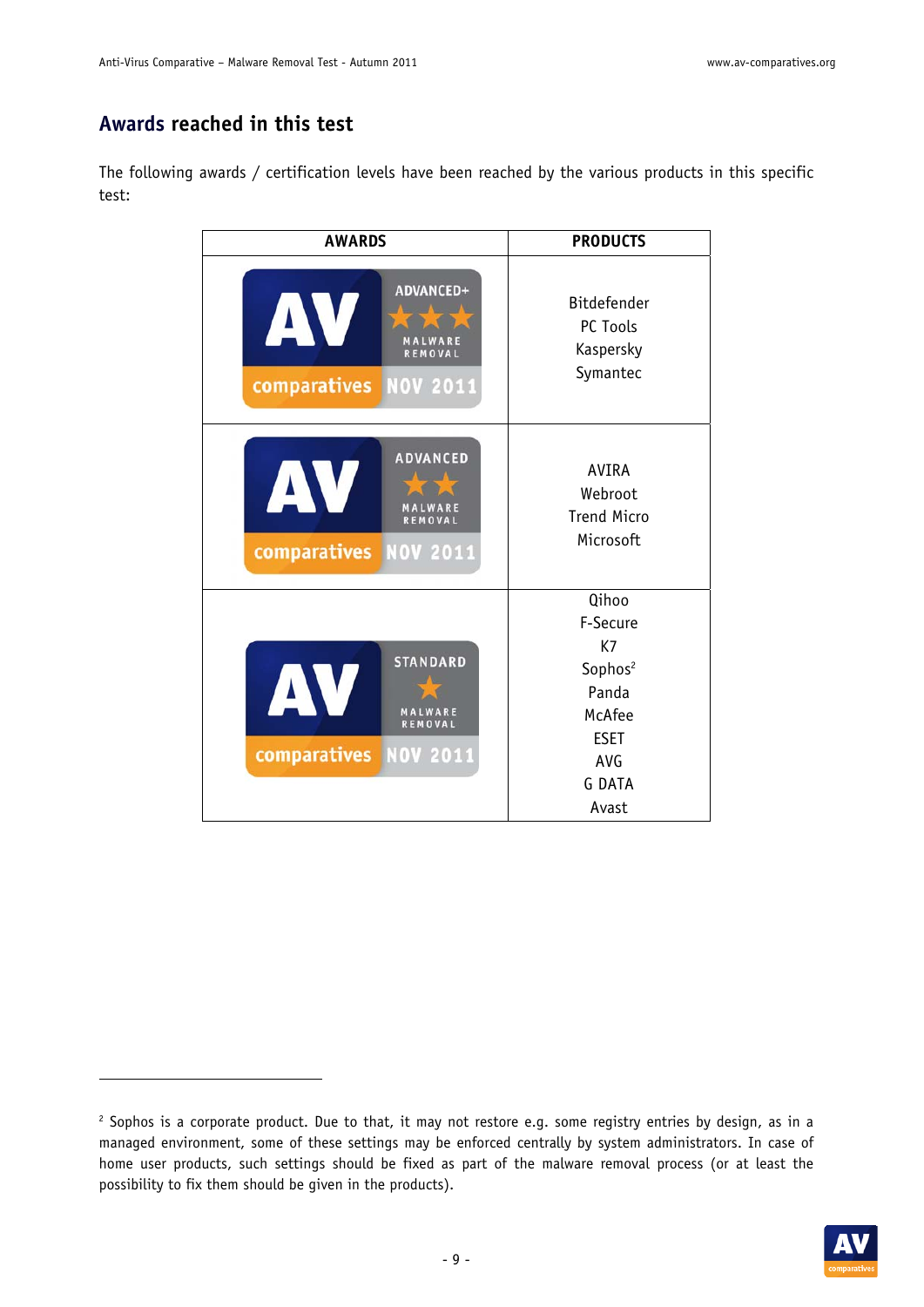## Awards reached in this test

The following awards / certification levels have been reached by the various products in this specific test:

| AWARDS | PRODUCTS |
|---|---|
| AV comparatives ADVANCED+ ★★★ MALWARE REMOVAL NOV 2011 | Bitdefender<br>PC Tools<br>Kaspersky<br>Symantec |
| AV comparatives ADVANCED ★★ MALWARE REMOVAL NOV 2011 | AVIRA<br>Webroot<br>Trend Micro<br>Microsoft |
| AV comparatives STANDARD ★ MALWARE REMOVAL NOV 2011 | Qihoo<br>F-Secure<br>K7<br>Sophos[2]<br>Panda<br>McAfee<br>ESET<br>AVG<br>G DATA<br>Avast |

[2] Sophos is a corporate product. Due to that, it may not restore e.g. some registry entries by design, as in a managed environment, some of these settings may be enforced centrally by system administrators. In case of home user products, such settings should be fixed as part of the malware removal process (or at least the possibility to fix them should be given in the products).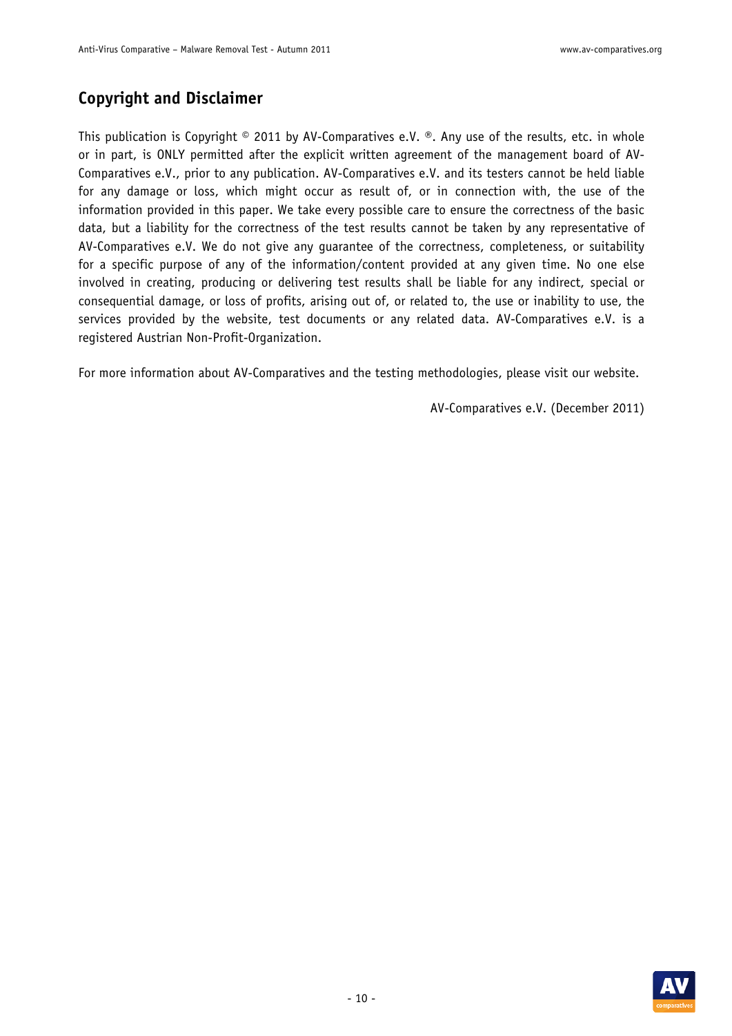## Copyright and Disclaimer

This publication is Copyright © 2011 by AV-Comparatives e.V. ®. Any use of the results, etc. in whole or in part, is ONLY permitted after the explicit written agreement of the management board of AV-Comparatives e.V., prior to any publication. AV-Comparatives e.V. and its testers cannot be held liable for any damage or loss, which might occur as result of, or in connection with, the use of the information provided in this paper. We take every possible care to ensure the correctness of the basic data, but a liability for the correctness of the test results cannot be taken by any representative of AV-Comparatives e.V. We do not give any guarantee of the correctness, completeness, or suitability for a specific purpose of any of the information/content provided at any given time. No one else involved in creating, producing or delivering test results shall be liable for any indirect, special or consequential damage, or loss of profits, arising out of, or related to, the use or inability to use, the services provided by the website, test documents or any related data. AV-Comparatives e.V. is a registered Austrian Non-Profit-Organization.

For more information about AV-Comparatives and the testing methodologies, please visit our website.

AV-Comparatives e.V. (December 2011)